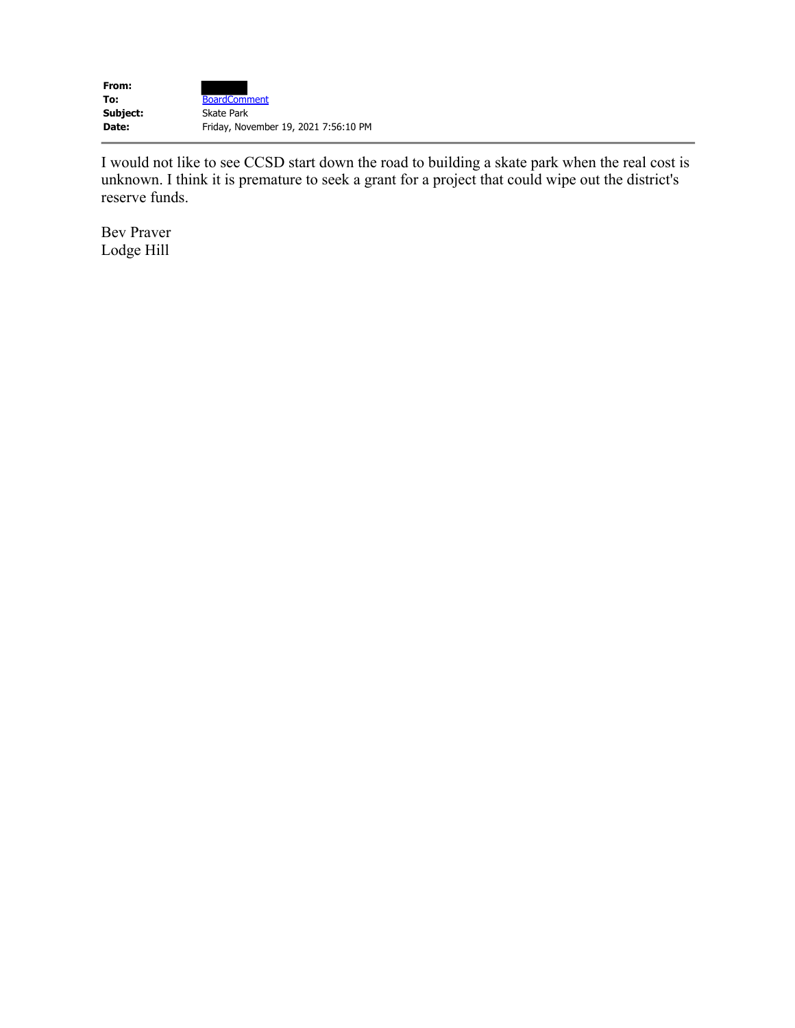| | |
|---|---|
| **From:** | |
| **To:** | BoardComment |
| **Subject:** | Skate Park |
| **Date:** | Friday, November 19, 2021 7:56:10 PM |

---

I would not like to see CCSD start down the road to building a skate park when the real cost is unknown. I think it is premature to seek a grant for a project that could wipe out the district's reserve funds.

Bev Praver
Lodge Hill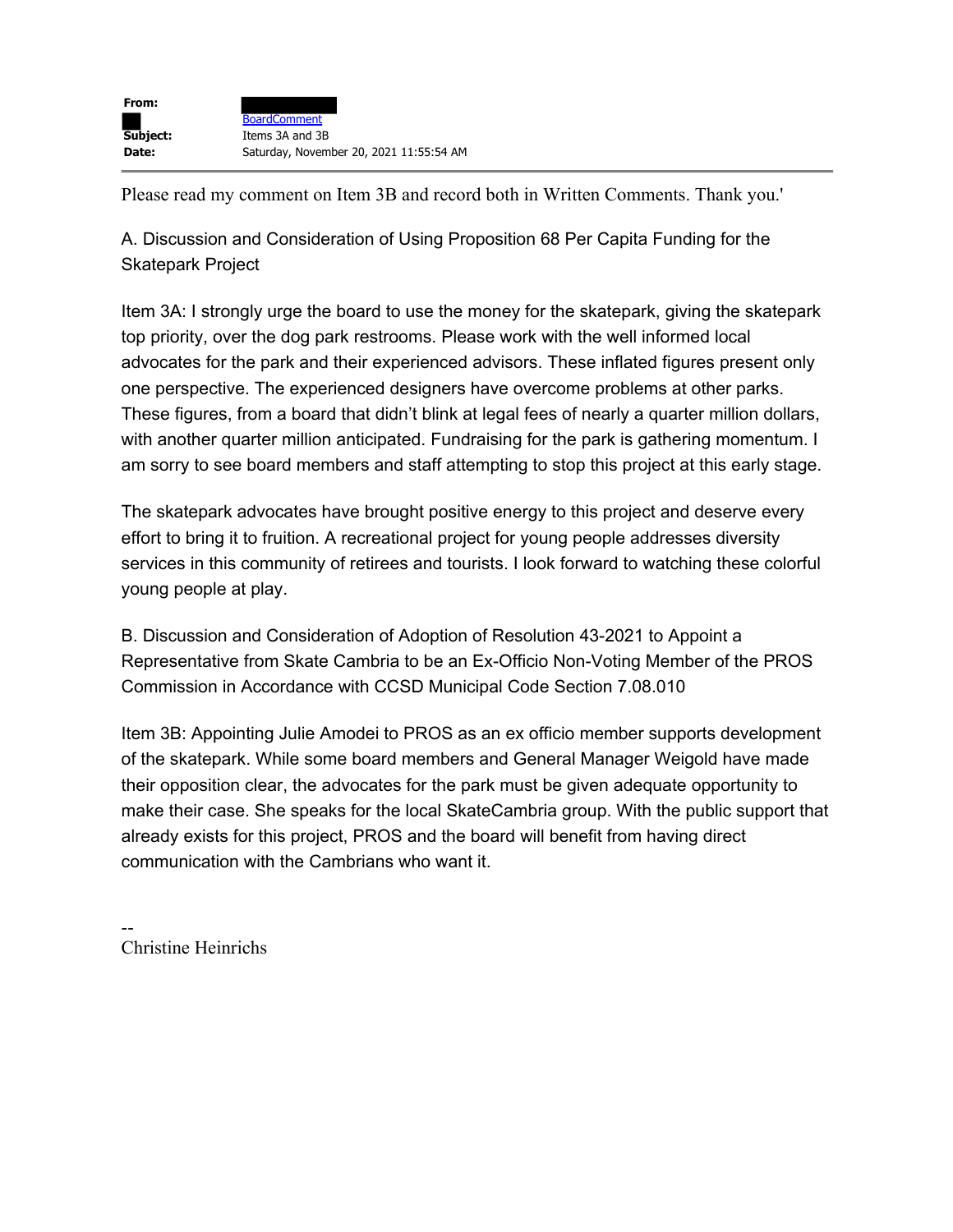| | |
|---|---|
| **From:** | |
| | BoardComment |
| **Subject:** | Items 3A and 3B |
| **Date:** | Saturday, November 20, 2021 11:55:54 AM |

Please read my comment on Item 3B and record both in Written Comments. Thank you.'

A. Discussion and Consideration of Using Proposition 68 Per Capita Funding for the Skatepark Project

Item 3A: I strongly urge the board to use the money for the skatepark, giving the skatepark top priority, over the dog park restrooms. Please work with the well informed local advocates for the park and their experienced advisors. These inflated figures present only one perspective. The experienced designers have overcome problems at other parks. These figures, from a board that didn't blink at legal fees of nearly a quarter million dollars, with another quarter million anticipated. Fundraising for the park is gathering momentum. I am sorry to see board members and staff attempting to stop this project at this early stage.

The skatepark advocates have brought positive energy to this project and deserve every effort to bring it to fruition. A recreational project for young people addresses diversity services in this community of retirees and tourists. I look forward to watching these colorful young people at play.

B. Discussion and Consideration of Adoption of Resolution 43-2021 to Appoint a Representative from Skate Cambria to be an Ex-Officio Non-Voting Member of the PROS Commission in Accordance with CCSD Municipal Code Section 7.08.010

Item 3B: Appointing Julie Amodei to PROS as an ex officio member supports development of the skatepark. While some board members and General Manager Weigold have made their opposition clear, the advocates for the park must be given adequate opportunity to make their case. She speaks for the local SkateCambria group. With the public support that already exists for this project, PROS and the board will benefit from having direct communication with the Cambrians who want it.

--
Christine Heinrichs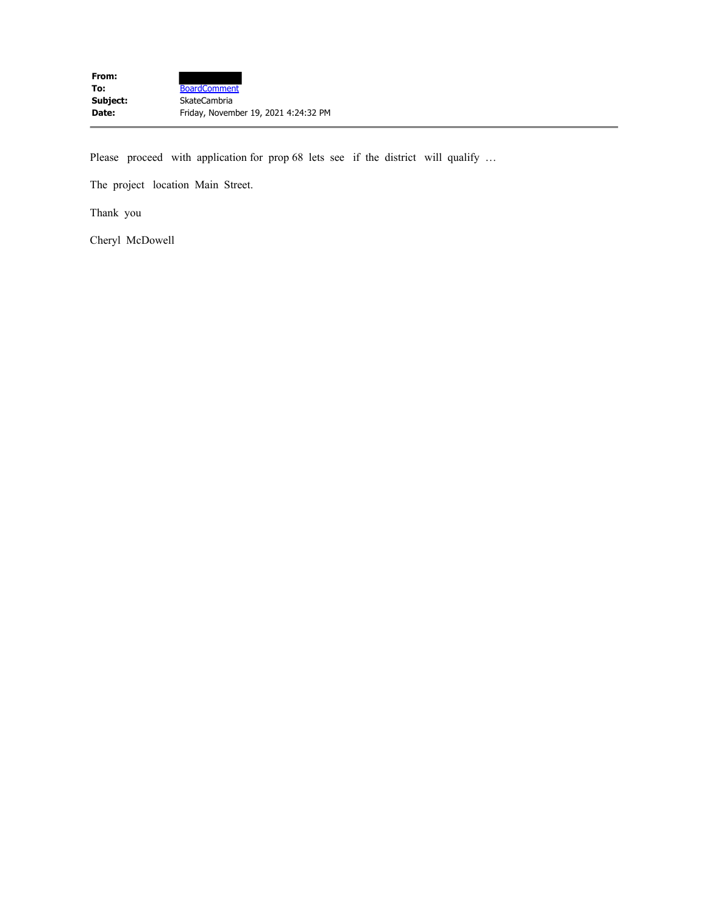| | |
|---|---|
| **From:** | |
| **To:** | BoardComment |
| **Subject:** | SkateCambria |
| **Date:** | Friday, November 19, 2021 4:24:32 PM |

Please proceed with application for prop 68 lets see if the district will qualify …

The project location Main Street.

Thank you

Cheryl McDowell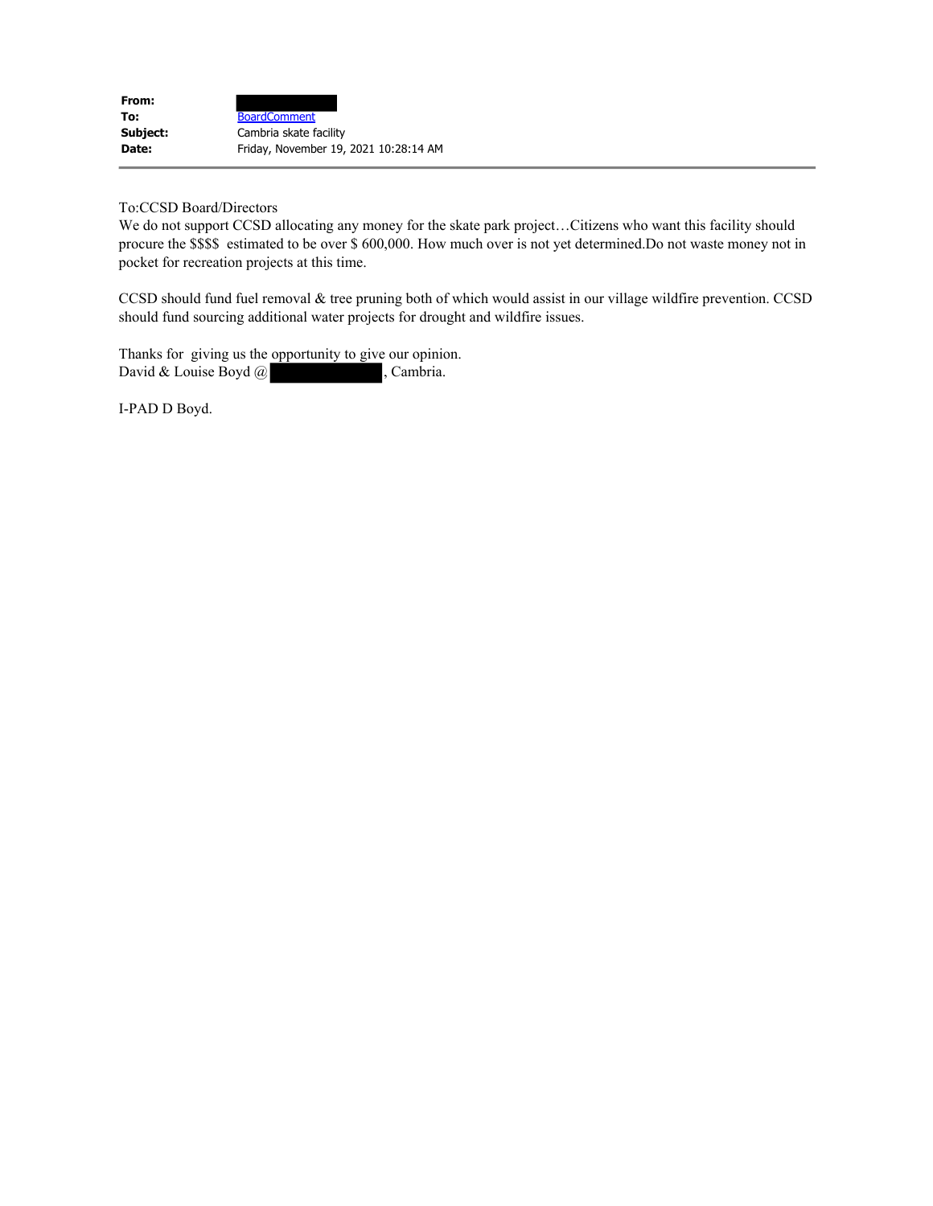**From:** ██████████
**To:** BoardComment
**Subject:** Cambria skate facility
**Date:** Friday, November 19, 2021 10:28:14 AM

---

To:CCSD Board/Directors
We do not support CCSD allocating any money for the skate park project…Citizens who want this facility should procure the $$$$ estimated to be over $ 600,000. How much over is not yet determined.Do not waste money not in pocket for recreation projects at this time.

CCSD should fund fuel removal & tree pruning both of which would assist in our village wildfire prevention. CCSD should fund sourcing additional water projects for drought and wildfire issues.

Thanks for giving us the opportunity to give our opinion.
David & Louise Boyd @ ██████████, Cambria.

I-PAD D Boyd.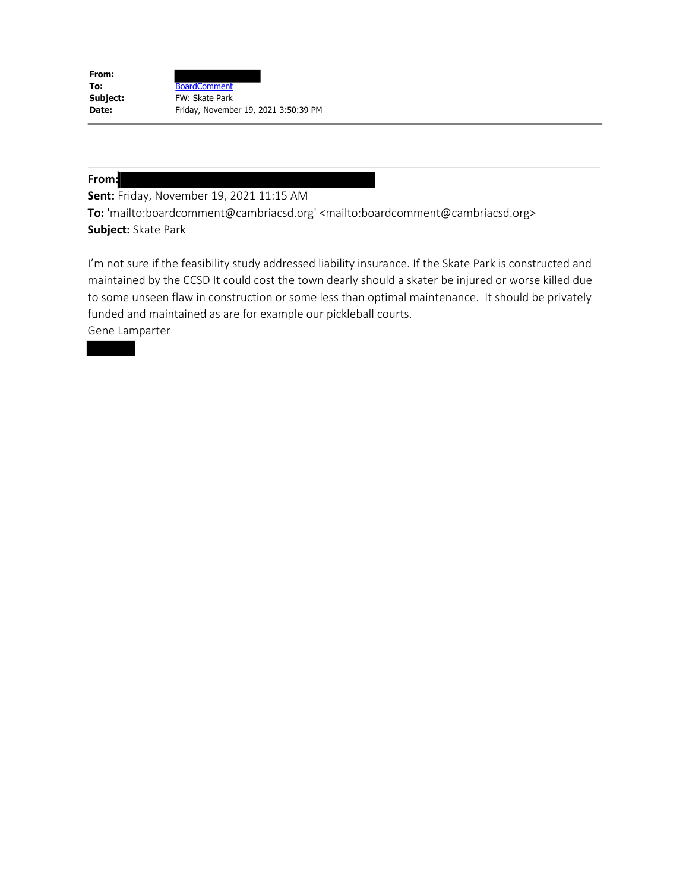**From:**
**To:** BoardComment
**Subject:** FW: Skate Park
**Date:** Friday, November 19, 2021 3:50:39 PM

---

**From:**
**Sent:** Friday, November 19, 2021 11:15 AM
**To:** 'mailto:boardcomment@cambriacsd.org' <mailto:boardcomment@cambriacsd.org>
**Subject:** Skate Park

I'm not sure if the feasibility study addressed liability insurance. If the Skate Park is constructed and maintained by the CCSD It could cost the town dearly should a skater be injured or worse killed due to some unseen flaw in construction or some less than optimal maintenance. It should be privately funded and maintained as are for example our pickleball courts.
Gene Lamparter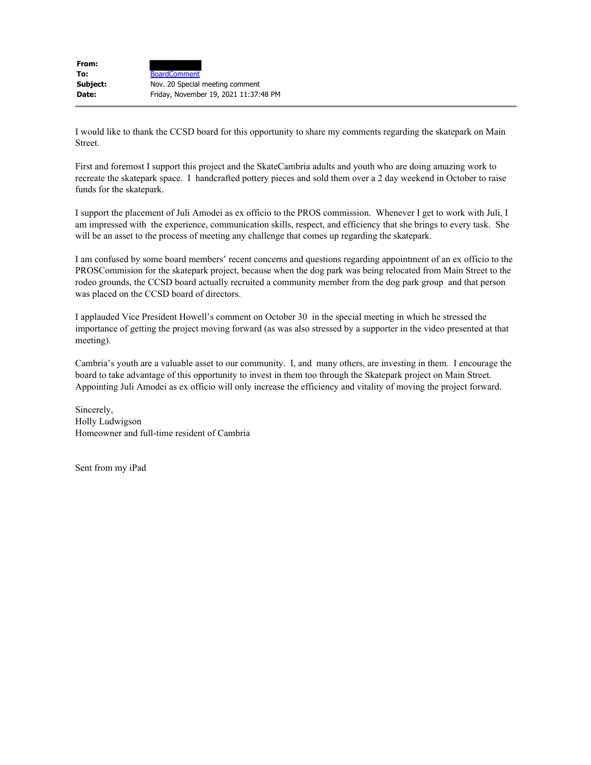| | |
|---|---|
| **From:** | |
| **To:** | BoardComment |
| **Subject:** | Nov. 20 Special meeting comment |
| **Date:** | Friday, November 19, 2021 11:37:48 PM |

I would like to thank the CCSD board for this opportunity to share my comments regarding the skatepark on Main Street.

First and foremost I support this project and the SkateCambria adults and youth who are doing amazing work to recreate the skatepark space. I handcrafted pottery pieces and sold them over a 2 day weekend in October to raise funds for the skatepark.

I support the placement of Juli Amodei as ex officio to the PROS commission. Whenever I get to work with Juli, I am impressed with the experience, communication skills, respect, and efficiency that she brings to every task. She will be an asset to the process of meeting any challenge that comes up regarding the skatepark.

I am confused by some board members' recent concerns and questions regarding appointment of an ex officio to the PROSCommision for the skatepark project, because when the dog park was being relocated from Main Street to the rodeo grounds, the CCSD board actually recruited a community member from the dog park group and that person was placed on the CCSD board of directors.

I applauded Vice President Howell's comment on October 30 in the special meeting in which he stressed the importance of getting the project moving forward (as was also stressed by a supporter in the video presented at that meeting).

Cambria's youth are a valuable asset to our community. I, and many others, are investing in them. I encourage the board to take advantage of this opportunity to invest in them too through the Skatepark project on Main Street. Appointing Juli Amodei as ex officio will only increase the efficiency and vitality of moving the project forward.

Sincerely,
Holly Ludwigson
Homeowner and full-time resident of Cambria

Sent from my iPad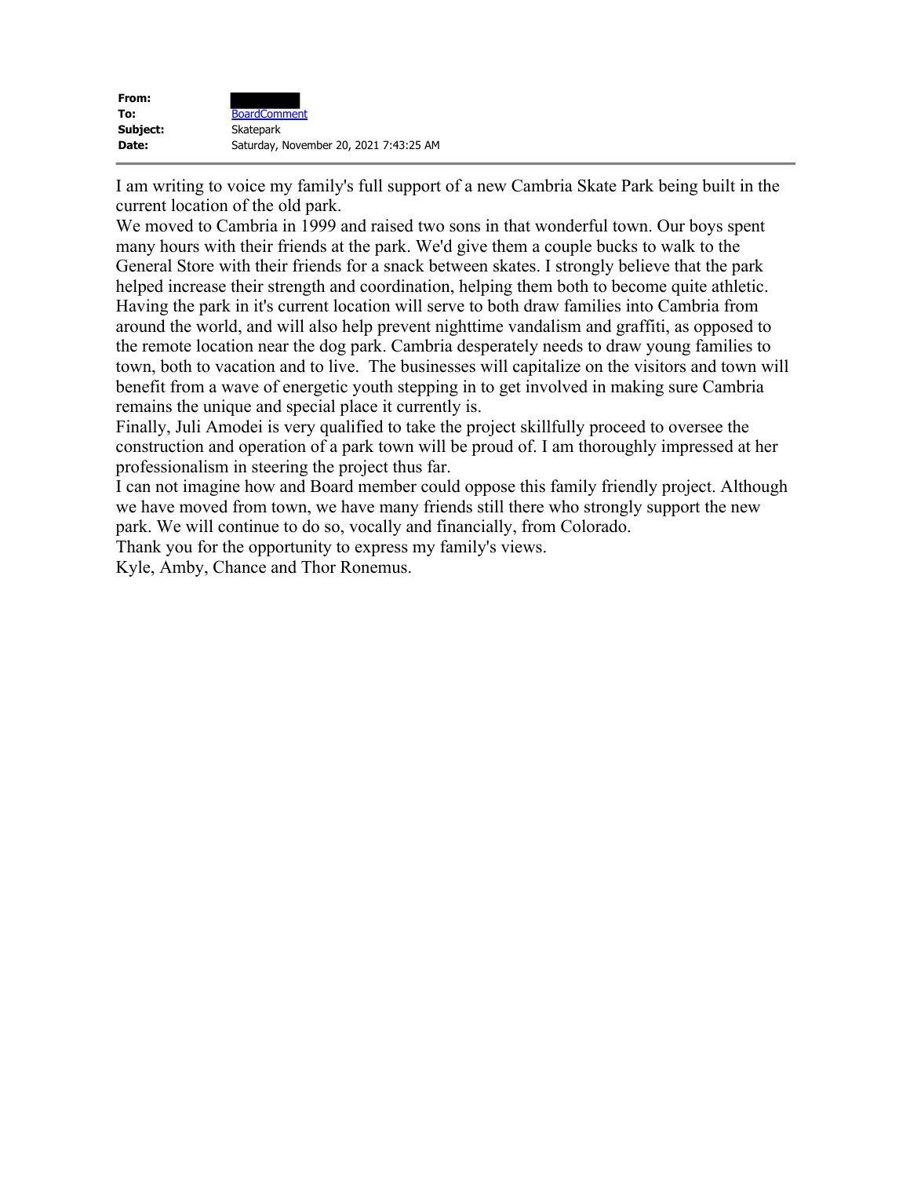| | |
|---|---|
| **From:** | |
| **To:** | BoardComment |
| **Subject:** | Skatepark |
| **Date:** | Saturday, November 20, 2021 7:43:25 AM |

I am writing to voice my family's full support of a new Cambria Skate Park being built in the current location of the old park.

We moved to Cambria in 1999 and raised two sons in that wonderful town. Our boys spent many hours with their friends at the park. We'd give them a couple bucks to walk to the General Store with their friends for a snack between skates. I strongly believe that the park helped increase their strength and coordination, helping them both to become quite athletic. Having the park in it's current location will serve to both draw families into Cambria from around the world, and will also help prevent nighttime vandalism and graffiti, as opposed to the remote location near the dog park. Cambria desperately needs to draw young families to town, both to vacation and to live. The businesses will capitalize on the visitors and town will benefit from a wave of energetic youth stepping in to get involved in making sure Cambria remains the unique and special place it currently is.

Finally, Juli Amodei is very qualified to take the project skillfully proceed to oversee the construction and operation of a park town will be proud of. I am thoroughly impressed at her professionalism in steering the project thus far.

I can not imagine how and Board member could oppose this family friendly project. Although we have moved from town, we have many friends still there who strongly support the new park. We will continue to do so, vocally and financially, from Colorado.

Thank you for the opportunity to express my family's views.

Kyle, Amby, Chance and Thor Ronemus.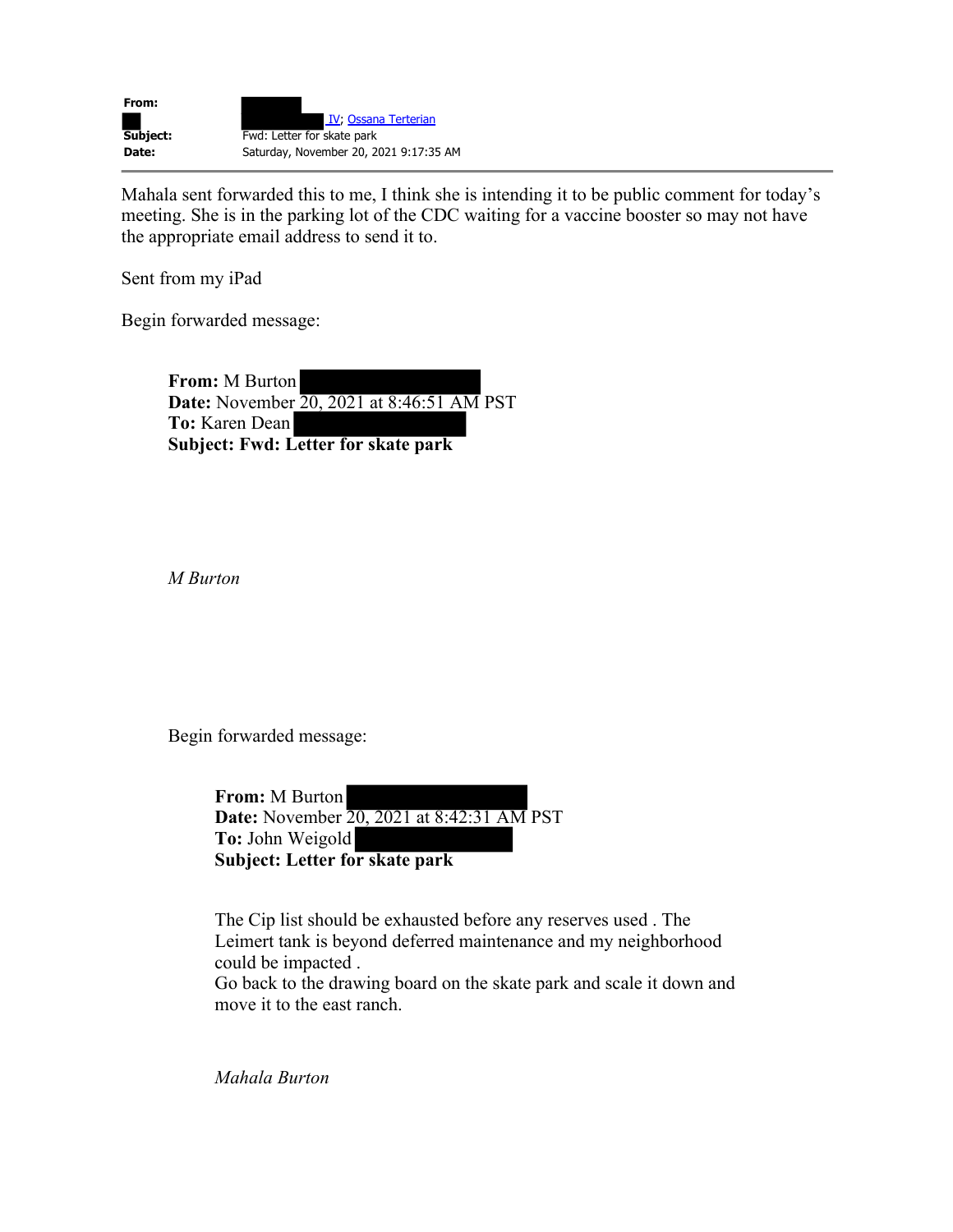**From:**

**Subject:** Fwd: Letter for skate park

**Date:** Saturday, November 20, 2021 9:17:35 AM

IV; Ossana Terterian

---

Mahala sent forwarded this to me, I think she is intending it to be public comment for today's meeting. She is in the parking lot of the CDC waiting for a vaccine booster so may not have the appropriate email address to send it to.

Sent from my iPad

Begin forwarded message:

> **From:** M Burton
> **Date:** November 20, 2021 at 8:46:51 AM PST
> **To:** Karen Dean
> **Subject: Fwd: Letter for skate park**
>
> *M Burton*
>
> Begin forwarded message:
>
> > **From:** M Burton
> > **Date:** November 20, 2021 at 8:42:31 AM PST
> > **To:** John Weigold
> > **Subject: Letter for skate park**
> >
> > The Cip list should be exhausted before any reserves used . The Leimert tank is beyond deferred maintenance and my neighborhood could be impacted .
> > Go back to the drawing board on the skate park and scale it down and move it to the east ranch.
> >
> > *Mahala Burton*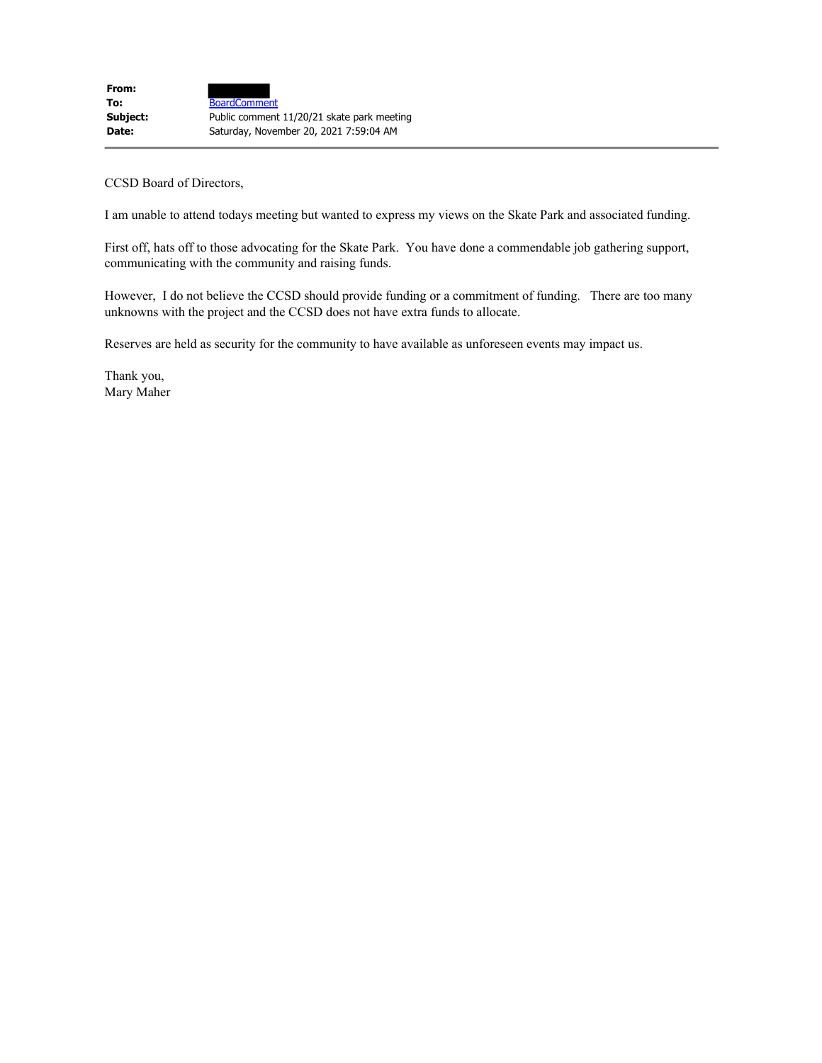**From:** 
**To:** BoardComment
**Subject:** Public comment 11/20/21 skate park meeting
**Date:** Saturday, November 20, 2021 7:59:04 AM

---

CCSD Board of Directors,

I am unable to attend todays meeting but wanted to express my views on the Skate Park and associated funding.

First off, hats off to those advocating for the Skate Park. You have done a commendable job gathering support, communicating with the community and raising funds.

However, I do not believe the CCSD should provide funding or a commitment of funding. There are too many unknowns with the project and the CCSD does not have extra funds to allocate.

Reserves are held as security for the community to have available as unforeseen events may impact us.

Thank you,
Mary Maher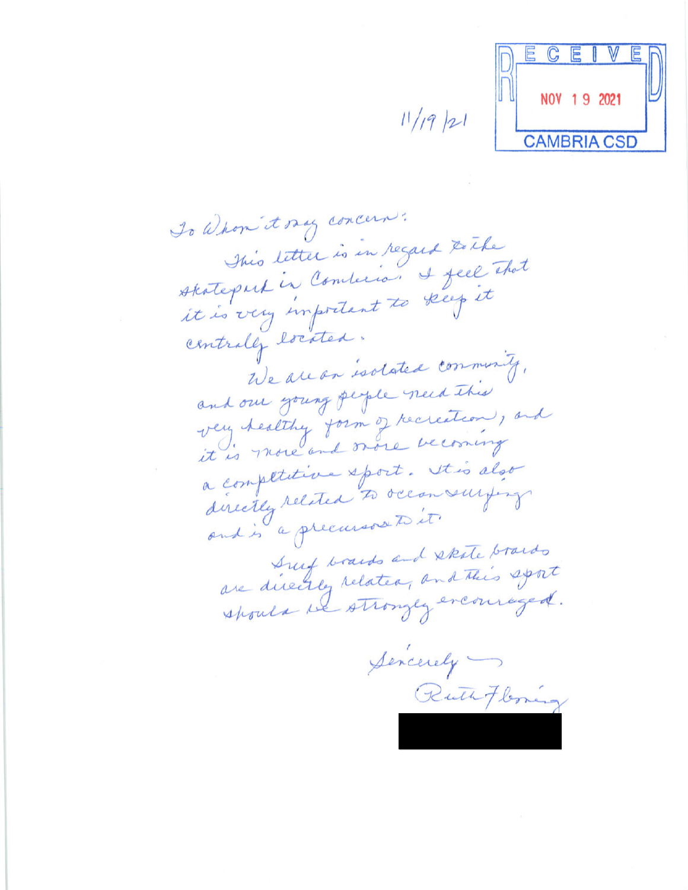RECEIVED

NOV 19 2021

CAMBRIA CSD

11/19/21

To Whom it may concern:

This letter is in regard to the skatepark in Cambria. I feel that it is very important to keep it centrally located.

We are an isolated community, and our young people need this very healthy form of recreation, and it is more and more becoming a competitive sport. It is also directly related to ocean surfing and is a precursor to it.

Surf boards and skate boards are directly related, and this sport should be strongly encouraged.

Sincerely —

Ruth Fleming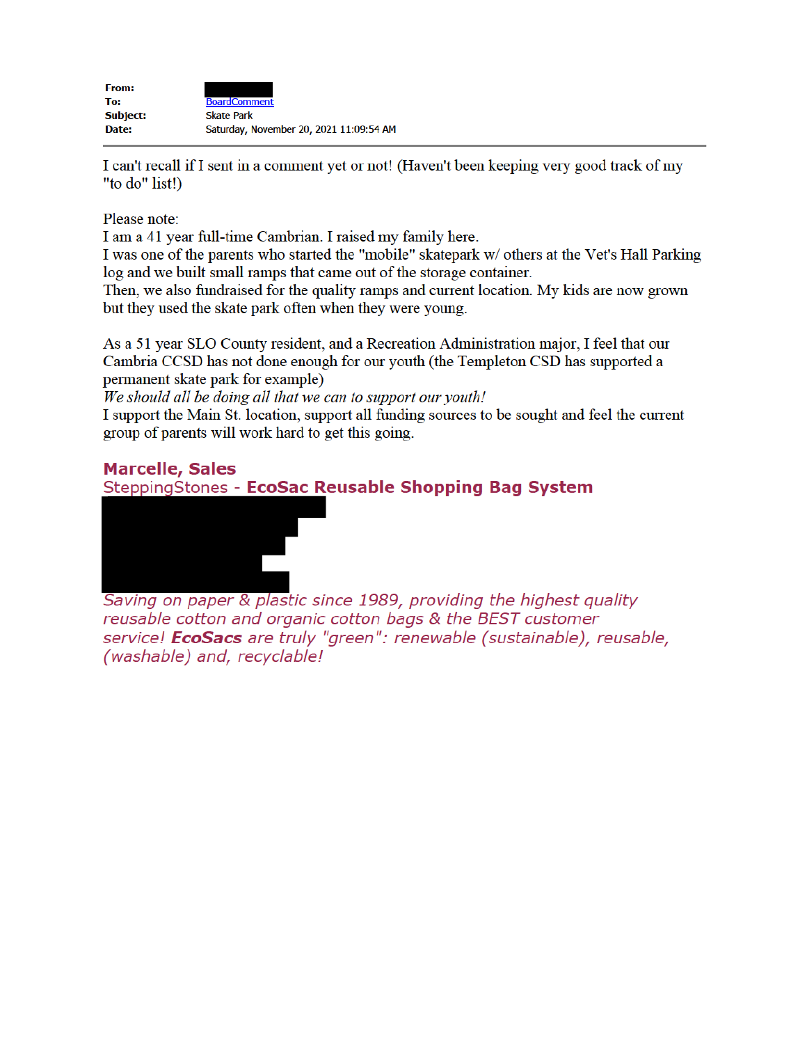**From:**  
**To:** BoardComment  
**Subject:** Skate Park  
**Date:** Saturday, November 20, 2021 11:09:54 AM

---

I can't recall if I sent in a comment yet or not! (Haven't been keeping very good track of my "to do" list!)

Please note:  
I am a 41 year full-time Cambrian. I raised my family here.  
I was one of the parents who started the "mobile" skatepark w/ others at the Vet's Hall Parking log and we built small ramps that came out of the storage container.  
Then, we also fundraised for the quality ramps and current location. My kids are now grown but they used the skate park often when they were young.

As a 51 year SLO County resident, and a Recreation Administration major, I feel that our Cambria CCSD has not done enough for our youth (the Templeton CSD has supported a permanent skate park for example)  
*We should all be doing all that we can to support our youth!*  
I support the Main St. location, support all funding sources to be sought and feel the current group of parents will work hard to get this going.

**Marcelle, Sales**  
SteppingStones - **EcoSac Reusable Shopping Bag System**

*Saving on paper & plastic since 1989, providing the highest quality reusable cotton and organic cotton bags & the BEST customer service! **EcoSacs** are truly "green": renewable (sustainable), reusable, (washable) and, recyclable!*